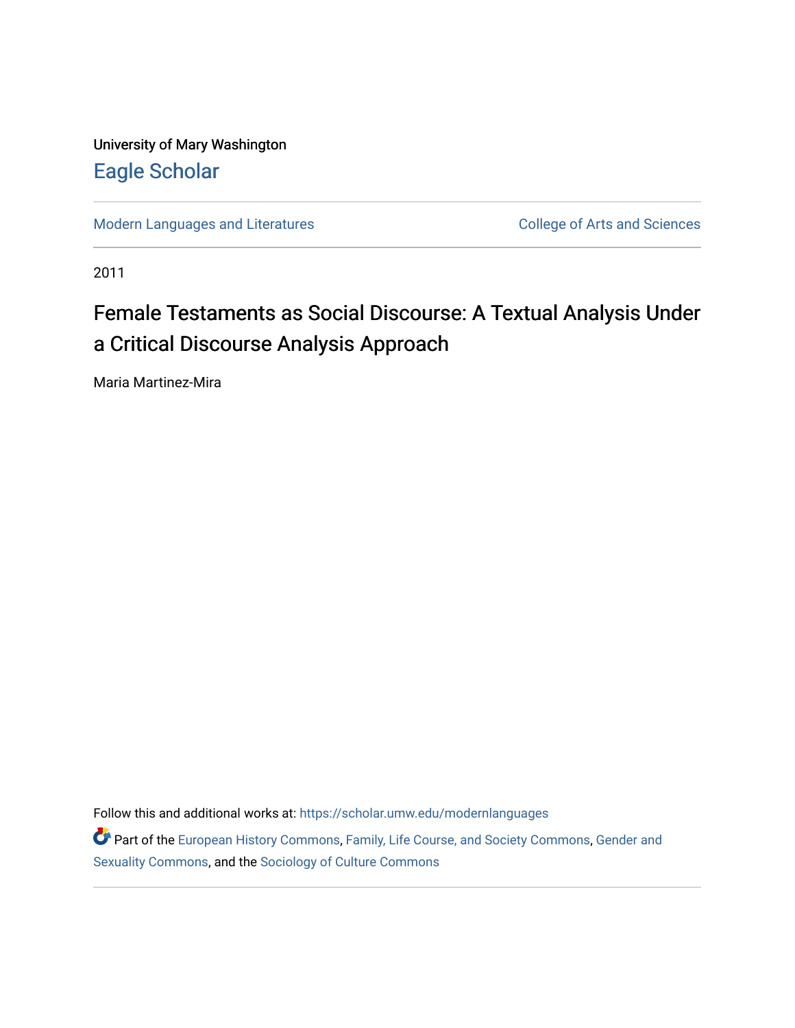University of Mary Washington

Eagle Scholar

Modern Languages and Literatures | College of Arts and Sciences

2011

# Female Testaments as Social Discourse: A Textual Analysis Under a Critical Discourse Analysis Approach

Maria Martinez-Mira

Follow this and additional works at: https://scholar.umw.edu/modernlanguages

Part of the European History Commons, Family, Life Course, and Society Commons, Gender and Sexuality Commons, and the Sociology of Culture Commons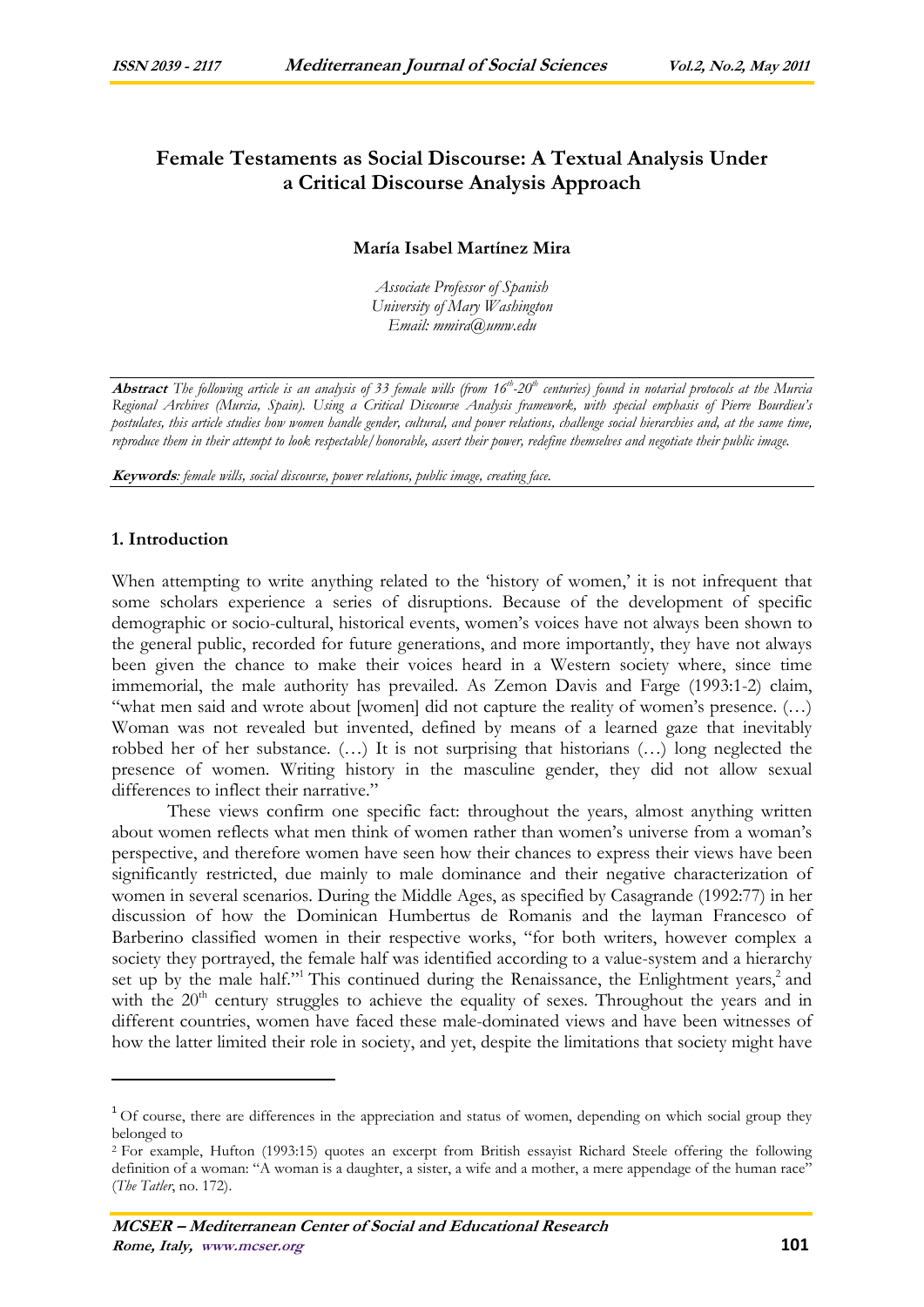# Female Testaments as Social Discourse: A Textual Analysis Under a Critical Discourse Analysis Approach

**María Isabel Martínez Mira**

*Associate Professor of Spanish*
*University of Mary Washington*
*Email: mmira@umw.edu*

***Abstract*** *The following article is an analysis of 33 female wills (from 16th-20th centuries) found in notarial protocols at the Murcia Regional Archives (Murcia, Spain). Using a Critical Discourse Analysis framework, with special emphasis of Pierre Bourdieu's postulates, this article studies how women handle gender, cultural, and power relations, challenge social hierarchies and, at the same time, reproduce them in their attempt to look respectable/honorable, assert their power, redefine themselves and negotiate their public image.*

***Keywords**: female wills, social discourse, power relations, public image, creating face.*

## 1. Introduction

When attempting to write anything related to the 'history of women,' it is not infrequent that some scholars experience a series of disruptions. Because of the development of specific demographic or socio-cultural, historical events, women's voices have not always been shown to the general public, recorded for future generations, and more importantly, they have not always been given the chance to make their voices heard in a Western society where, since time immemorial, the male authority has prevailed. As Zemon Davis and Farge (1993:1-2) claim, "what men said and wrote about [women] did not capture the reality of women's presence. (…) Woman was not revealed but invented, defined by means of a learned gaze that inevitably robbed her of her substance. (…) It is not surprising that historians (…) long neglected the presence of women. Writing history in the masculine gender, they did not allow sexual differences to inflect their narrative."

These views confirm one specific fact: throughout the years, almost anything written about women reflects what men think of women rather than women's universe from a woman's perspective, and therefore women have seen how their chances to express their views have been significantly restricted, due mainly to male dominance and their negative characterization of women in several scenarios. During the Middle Ages, as specified by Casagrande (1992:77) in her discussion of how the Dominican Humbertus de Romanis and the layman Francesco of Barberino classified women in their respective works, "for both writers, however complex a society they portrayed, the female half was identified according to a value-system and a hierarchy set up by the male half."[1] This continued during the Renaissance, the Enlightment years,[2] and with the 20th century struggles to achieve the equality of sexes. Throughout the years and in different countries, women have faced these male-dominated views and have been witnesses of how the latter limited their role in society, and yet, despite the limitations that society might have

---

[1] Of course, there are differences in the appreciation and status of women, depending on which social group they belonged to

[2] For example, Hufton (1993:15) quotes an excerpt from British essayist Richard Steele offering the following definition of a woman: "A woman is a daughter, a sister, a wife and a mother, a mere appendage of the human race" (*The Tatler*, no. 172).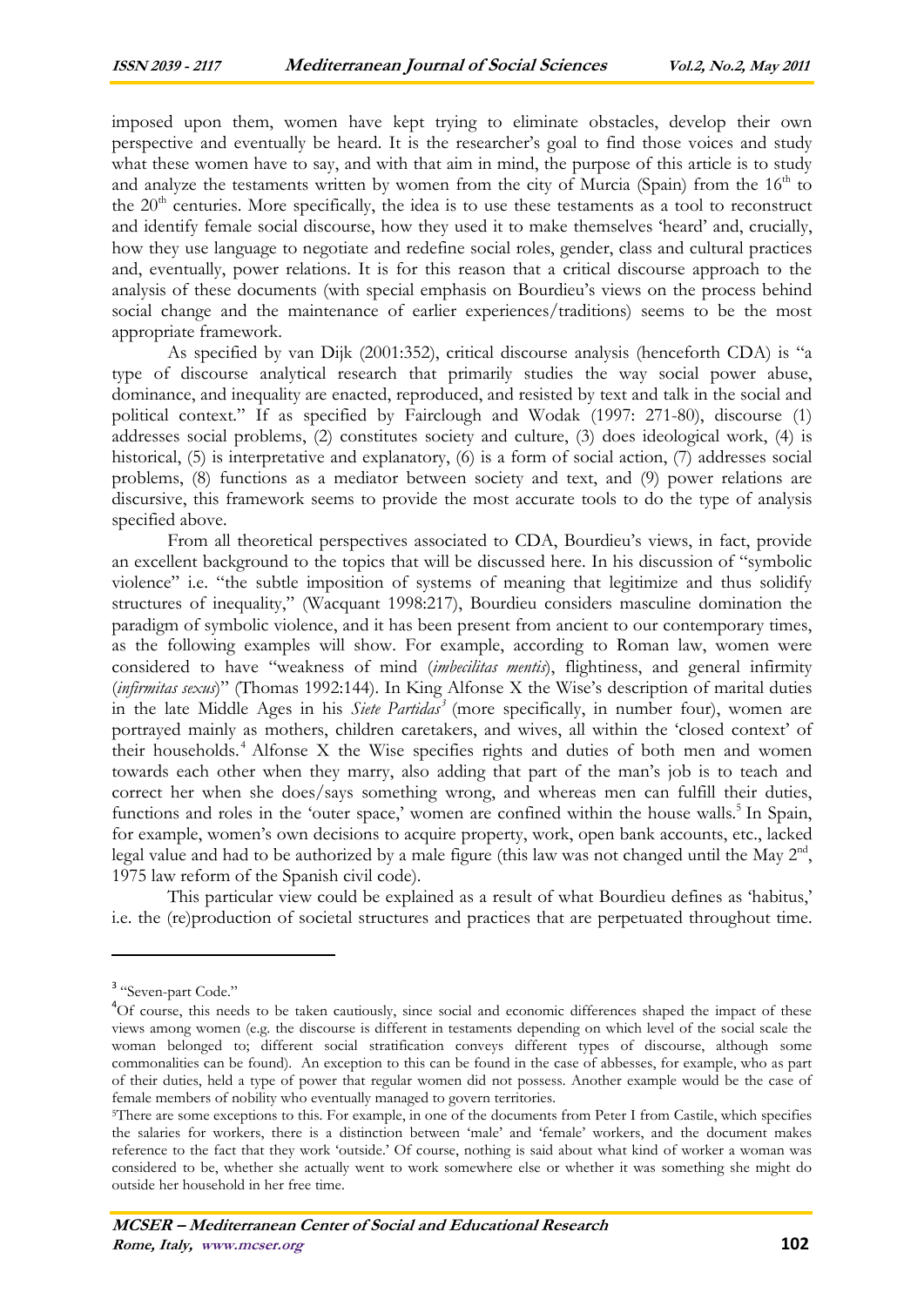imposed upon them, women have kept trying to eliminate obstacles, develop their own perspective and eventually be heard. It is the researcher's goal to find those voices and study what these women have to say, and with that aim in mind, the purpose of this article is to study and analyze the testaments written by women from the city of Murcia (Spain) from the 16th to the 20th centuries. More specifically, the idea is to use these testaments as a tool to reconstruct and identify female social discourse, how they used it to make themselves 'heard' and, crucially, how they use language to negotiate and redefine social roles, gender, class and cultural practices and, eventually, power relations. It is for this reason that a critical discourse approach to the analysis of these documents (with special emphasis on Bourdieu's views on the process behind social change and the maintenance of earlier experiences/traditions) seems to be the most appropriate framework.

As specified by van Dijk (2001:352), critical discourse analysis (henceforth CDA) is "a type of discourse analytical research that primarily studies the way social power abuse, dominance, and inequality are enacted, reproduced, and resisted by text and talk in the social and political context." If as specified by Fairclough and Wodak (1997: 271-80), discourse (1) addresses social problems, (2) constitutes society and culture, (3) does ideological work, (4) is historical, (5) is interpretative and explanatory, (6) is a form of social action, (7) addresses social problems, (8) functions as a mediator between society and text, and (9) power relations are discursive, this framework seems to provide the most accurate tools to do the type of analysis specified above.

From all theoretical perspectives associated to CDA, Bourdieu's views, in fact, provide an excellent background to the topics that will be discussed here. In his discussion of "symbolic violence" i.e. "the subtle imposition of systems of meaning that legitimize and thus solidify structures of inequality," (Wacquant 1998:217), Bourdieu considers masculine domination the paradigm of symbolic violence, and it has been present from ancient to our contemporary times, as the following examples will show. For example, according to Roman law, women were considered to have "weakness of mind (*imbecilitas mentis*), flightiness, and general infirmity (*infirmitas sexus*)" (Thomas 1992:144). In King Alfonse X the Wise's description of marital duties in the late Middle Ages in his *Siete Partidas*[3] (more specifically, in number four), women are portrayed mainly as mothers, children caretakers, and wives, all within the 'closed context' of their households.[4] Alfonse X the Wise specifies rights and duties of both men and women towards each other when they marry, also adding that part of the man's job is to teach and correct her when she does/says something wrong, and whereas men can fulfill their duties, functions and roles in the 'outer space,' women are confined within the house walls.[5] In Spain, for example, women's own decisions to acquire property, work, open bank accounts, etc., lacked legal value and had to be authorized by a male figure (this law was not changed until the May 2nd, 1975 law reform of the Spanish civil code).

This particular view could be explained as a result of what Bourdieu defines as 'habitus,' i.e. the (re)production of societal structures and practices that are perpetuated throughout time.

---

[3] "Seven-part Code."

[4] Of course, this needs to be taken cautiously, since social and economic differences shaped the impact of these views among women (e.g. the discourse is different in testaments depending on which level of the social scale the woman belonged to; different social stratification conveys different types of discourse, although some commonalities can be found). An exception to this can be found in the case of abbesses, for example, who as part of their duties, held a type of power that regular women did not possess. Another example would be the case of female members of nobility who eventually managed to govern territories.

[5] There are some exceptions to this. For example, in one of the documents from Peter I from Castile, which specifies the salaries for workers, there is a distinction between 'male' and 'female' workers, and the document makes reference to the fact that they work 'outside.' Of course, nothing is said about what kind of worker a woman was considered to be, whether she actually went to work somewhere else or whether it was something she might do outside her household in her free time.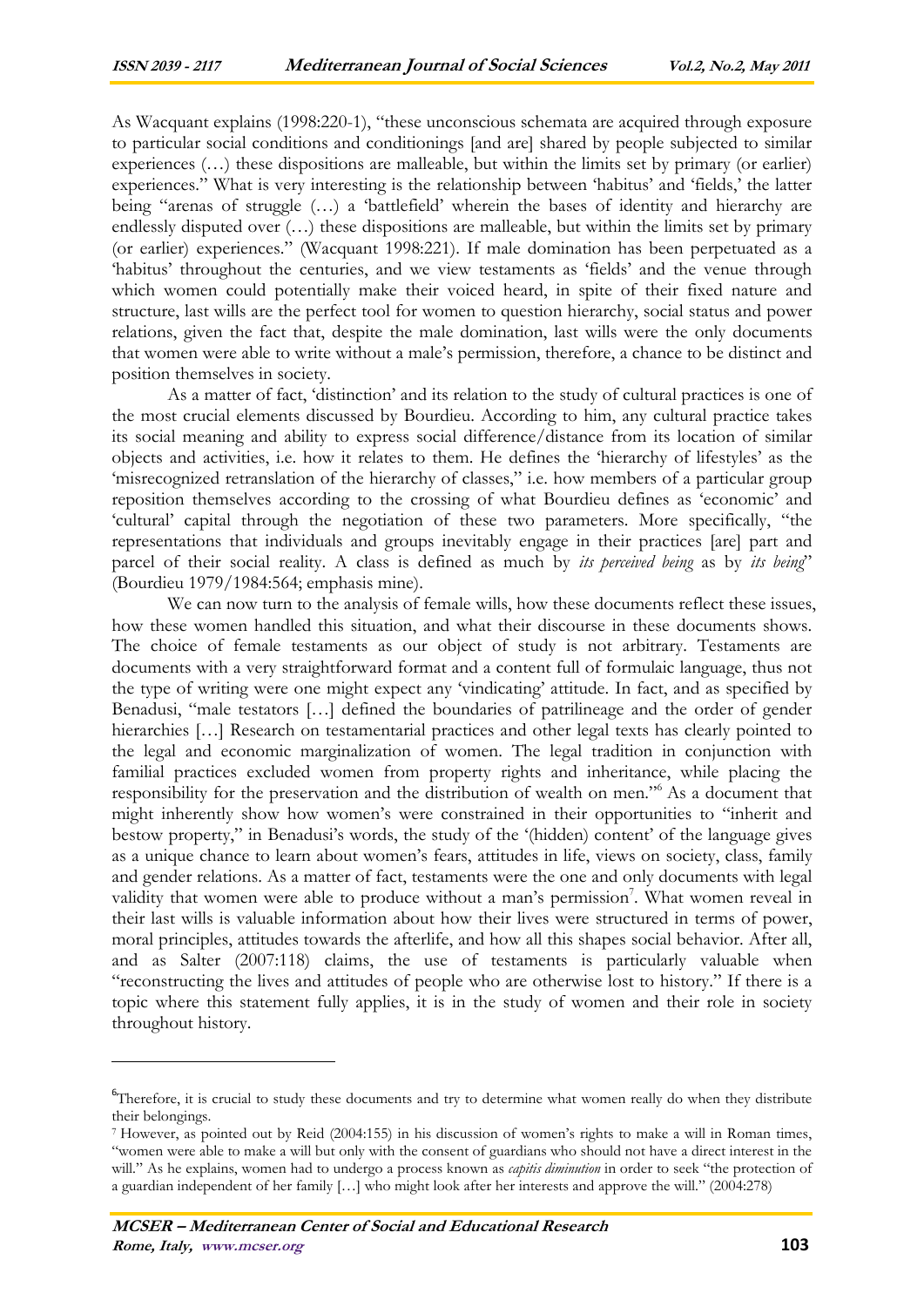As Wacquant explains (1998:220-1), "these unconscious schemata are acquired through exposure to particular social conditions and conditionings [and are] shared by people subjected to similar experiences (…) these dispositions are malleable, but within the limits set by primary (or earlier) experiences." What is very interesting is the relationship between 'habitus' and 'fields,' the latter being "arenas of struggle (…) a 'battlefield' wherein the bases of identity and hierarchy are endlessly disputed over (…) these dispositions are malleable, but within the limits set by primary (or earlier) experiences." (Wacquant 1998:221). If male domination has been perpetuated as a 'habitus' throughout the centuries, and we view testaments as 'fields' and the venue through which women could potentially make their voiced heard, in spite of their fixed nature and structure, last wills are the perfect tool for women to question hierarchy, social status and power relations, given the fact that, despite the male domination, last wills were the only documents that women were able to write without a male's permission, therefore, a chance to be distinct and position themselves in society.

As a matter of fact, 'distinction' and its relation to the study of cultural practices is one of the most crucial elements discussed by Bourdieu. According to him, any cultural practice takes its social meaning and ability to express social difference/distance from its location of similar objects and activities, i.e. how it relates to them. He defines the 'hierarchy of lifestyles' as the 'misrecognized retranslation of the hierarchy of classes," i.e. how members of a particular group reposition themselves according to the crossing of what Bourdieu defines as 'economic' and 'cultural' capital through the negotiation of these two parameters. More specifically, "the representations that individuals and groups inevitably engage in their practices [are] part and parcel of their social reality. A class is defined as much by *its perceived being* as by *its being*" (Bourdieu 1979/1984:564; emphasis mine).

We can now turn to the analysis of female wills, how these documents reflect these issues, how these women handled this situation, and what their discourse in these documents shows. The choice of female testaments as our object of study is not arbitrary. Testaments are documents with a very straightforward format and a content full of formulaic language, thus not the type of writing were one might expect any 'vindicating' attitude. In fact, and as specified by Benadusi, "male testators […] defined the boundaries of patrilineage and the order of gender hierarchies […] Research on testamentarial practices and other legal texts has clearly pointed to the legal and economic marginalization of women. The legal tradition in conjunction with familial practices excluded women from property rights and inheritance, while placing the responsibility for the preservation and the distribution of wealth on men."[6] As a document that might inherently show how women's were constrained in their opportunities to "inherit and bestow property," in Benadusi's words, the study of the '(hidden) content' of the language gives as a unique chance to learn about women's fears, attitudes in life, views on society, class, family and gender relations. As a matter of fact, testaments were the one and only documents with legal validity that women were able to produce without a man's permission[7]. What women reveal in their last wills is valuable information about how their lives were structured in terms of power, moral principles, attitudes towards the afterlife, and how all this shapes social behavior. After all, and as Salter (2007:118) claims, the use of testaments is particularly valuable when "reconstructing the lives and attitudes of people who are otherwise lost to history." If there is a topic where this statement fully applies, it is in the study of women and their role in society throughout history.

---

[6] Therefore, it is crucial to study these documents and try to determine what women really do when they distribute their belongings.

[7] However, as pointed out by Reid (2004:155) in his discussion of women's rights to make a will in Roman times, "women were able to make a will but only with the consent of guardians who should not have a direct interest in the will." As he explains, women had to undergo a process known as *capitis diminution* in order to seek "the protection of a guardian independent of her family […] who might look after her interests and approve the will." (2004:278)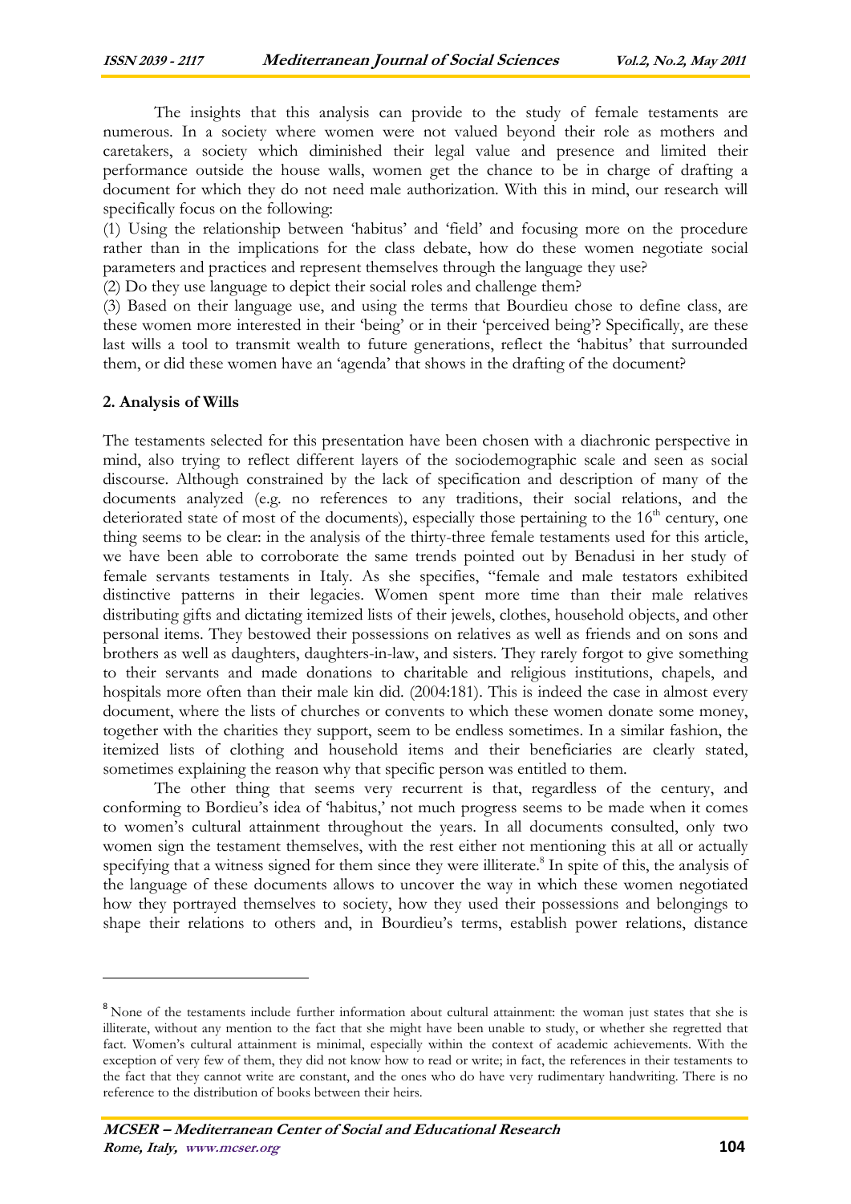The insights that this analysis can provide to the study of female testaments are numerous. In a society where women were not valued beyond their role as mothers and caretakers, a society which diminished their legal value and presence and limited their performance outside the house walls, women get the chance to be in charge of drafting a document for which they do not need male authorization. With this in mind, our research will specifically focus on the following:

(1) Using the relationship between 'habitus' and 'field' and focusing more on the procedure rather than in the implications for the class debate, how do these women negotiate social parameters and practices and represent themselves through the language they use?

(2) Do they use language to depict their social roles and challenge them?

(3) Based on their language use, and using the terms that Bourdieu chose to define class, are these women more interested in their 'being' or in their 'perceived being'? Specifically, are these last wills a tool to transmit wealth to future generations, reflect the 'habitus' that surrounded them, or did these women have an 'agenda' that shows in the drafting of the document?

## 2. Analysis of Wills

The testaments selected for this presentation have been chosen with a diachronic perspective in mind, also trying to reflect different layers of the sociodemographic scale and seen as social discourse. Although constrained by the lack of specification and description of many of the documents analyzed (e.g. no references to any traditions, their social relations, and the deteriorated state of most of the documents), especially those pertaining to the 16th century, one thing seems to be clear: in the analysis of the thirty-three female testaments used for this article, we have been able to corroborate the same trends pointed out by Benadusi in her study of female servants testaments in Italy. As she specifies, "female and male testators exhibited distinctive patterns in their legacies. Women spent more time than their male relatives distributing gifts and dictating itemized lists of their jewels, clothes, household objects, and other personal items. They bestowed their possessions on relatives as well as friends and on sons and brothers as well as daughters, daughters-in-law, and sisters. They rarely forgot to give something to their servants and made donations to charitable and religious institutions, chapels, and hospitals more often than their male kin did. (2004:181). This is indeed the case in almost every document, where the lists of churches or convents to which these women donate some money, together with the charities they support, seem to be endless sometimes. In a similar fashion, the itemized lists of clothing and household items and their beneficiaries are clearly stated, sometimes explaining the reason why that specific person was entitled to them.

The other thing that seems very recurrent is that, regardless of the century, and conforming to Bordieu's idea of 'habitus,' not much progress seems to be made when it comes to women's cultural attainment throughout the years. In all documents consulted, only two women sign the testament themselves, with the rest either not mentioning this at all or actually specifying that a witness signed for them since they were illiterate.[8] In spite of this, the analysis of the language of these documents allows to uncover the way in which these women negotiated how they portrayed themselves to society, how they used their possessions and belongings to shape their relations to others and, in Bourdieu's terms, establish power relations, distance

---

[8] None of the testaments include further information about cultural attainment: the woman just states that she is illiterate, without any mention to the fact that she might have been unable to study, or whether she regretted that fact. Women's cultural attainment is minimal, especially within the context of academic achievements. With the exception of very few of them, they did not know how to read or write; in fact, the references in their testaments to the fact that they cannot write are constant, and the ones who do have very rudimentary handwriting. There is no reference to the distribution of books between their heirs.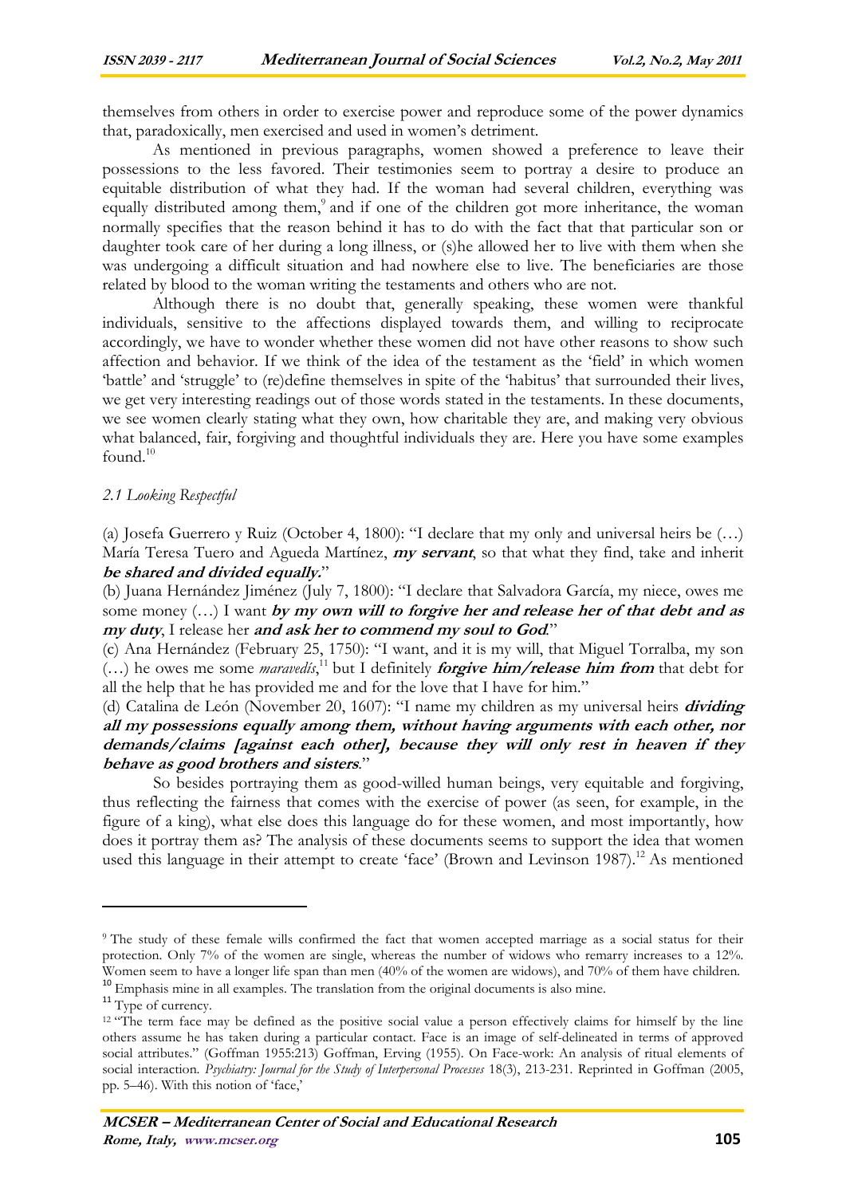themselves from others in order to exercise power and reproduce some of the power dynamics that, paradoxically, men exercised and used in women's detriment.

As mentioned in previous paragraphs, women showed a preference to leave their possessions to the less favored. Their testimonies seem to portray a desire to produce an equitable distribution of what they had. If the woman had several children, everything was equally distributed among them,[9] and if one of the children got more inheritance, the woman normally specifies that the reason behind it has to do with the fact that that particular son or daughter took care of her during a long illness, or (s)he allowed her to live with them when she was undergoing a difficult situation and had nowhere else to live. The beneficiaries are those related by blood to the woman writing the testaments and others who are not.

Although there is no doubt that, generally speaking, these women were thankful individuals, sensitive to the affections displayed towards them, and willing to reciprocate accordingly, we have to wonder whether these women did not have other reasons to show such affection and behavior. If we think of the idea of the testament as the 'field' in which women 'battle' and 'struggle' to (re)define themselves in spite of the 'habitus' that surrounded their lives, we get very interesting readings out of those words stated in the testaments. In these documents, we see women clearly stating what they own, how charitable they are, and making very obvious what balanced, fair, forgiving and thoughtful individuals they are. Here you have some examples found.[10]

### *2.1 Looking Respectful*

(a) Josefa Guerrero y Ruiz (October 4, 1800): "I declare that my only and universal heirs be (…) María Teresa Tuero and Agueda Martínez, ***my servant***, so that what they find, take and inherit ***be shared and divided equally.***"

(b) Juana Hernández Jiménez (July 7, 1800): "I declare that Salvadora García, my niece, owes me some money (…) I want ***by my own will to forgive her and release her of that debt and as my duty***, I release her ***and ask her to commend my soul to God***."

(c) Ana Hernández (February 25, 1750): "I want, and it is my will, that Miguel Torralba, my son (…) he owes me some *maravedís*,[11] but I definitely ***forgive him/release him from*** that debt for all the help that he has provided me and for the love that I have for him."

(d) Catalina de León (November 20, 1607): "I name my children as my universal heirs ***dividing all my possessions equally among them, without having arguments with each other, nor demands/claims [against each other], because they will only rest in heaven if they behave as good brothers and sisters***."

So besides portraying them as good-willed human beings, very equitable and forgiving, thus reflecting the fairness that comes with the exercise of power (as seen, for example, in the figure of a king), what else does this language do for these women, and most importantly, how does it portray them as? The analysis of these documents seems to support the idea that women used this language in their attempt to create 'face' (Brown and Levinson 1987).[12] As mentioned

---

[9] The study of these female wills confirmed the fact that women accepted marriage as a social status for their protection. Only 7% of the women are single, whereas the number of widows who remarry increases to a 12%. Women seem to have a longer life span than men (40% of the women are widows), and 70% of them have children.

[10] Emphasis mine in all examples. The translation from the original documents is also mine.

[11] Type of currency.

[12] "The term face may be defined as the positive social value a person effectively claims for himself by the line others assume he has taken during a particular contact. Face is an image of self-delineated in terms of approved social attributes." (Goffman 1955:213) Goffman, Erving (1955). On Face-work: An analysis of ritual elements of social interaction. *Psychiatry: Journal for the Study of Interpersonal Processes* 18(3), 213-231. Reprinted in Goffman (2005, pp. 5–46). With this notion of 'face,'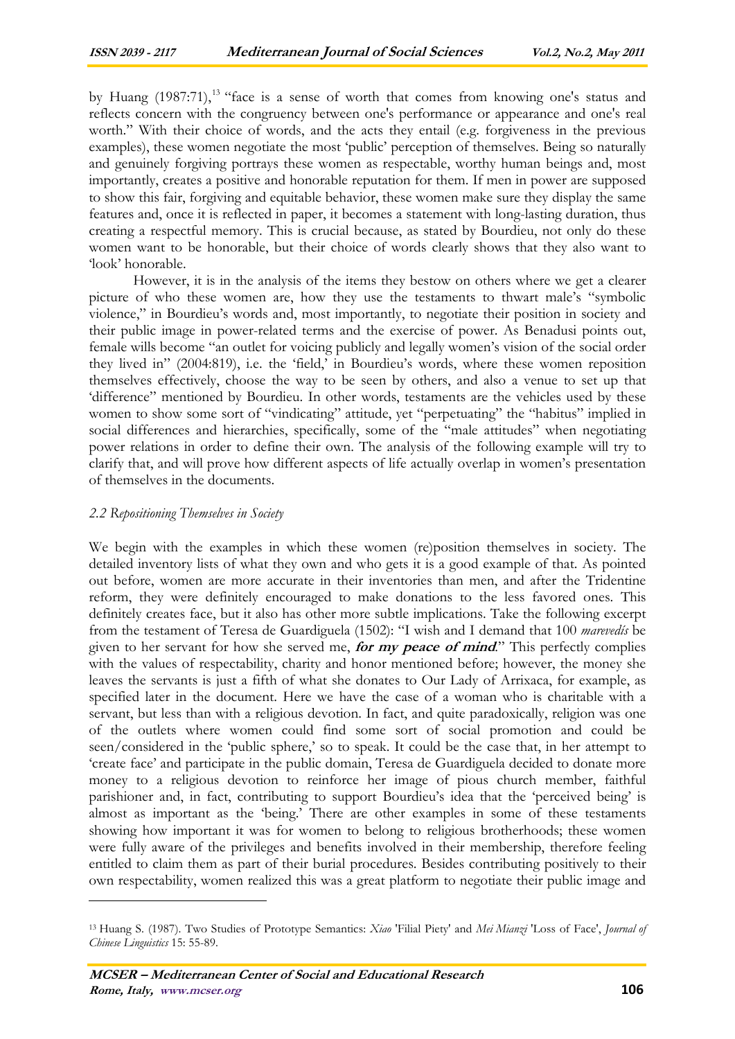by Huang (1987:71),[13] "face is a sense of worth that comes from knowing one's status and reflects concern with the congruency between one's performance or appearance and one's real worth." With their choice of words, and the acts they entail (e.g. forgiveness in the previous examples), these women negotiate the most 'public' perception of themselves. Being so naturally and genuinely forgiving portrays these women as respectable, worthy human beings and, most importantly, creates a positive and honorable reputation for them. If men in power are supposed to show this fair, forgiving and equitable behavior, these women make sure they display the same features and, once it is reflected in paper, it becomes a statement with long-lasting duration, thus creating a respectful memory. This is crucial because, as stated by Bourdieu, not only do these women want to be honorable, but their choice of words clearly shows that they also want to 'look' honorable.

However, it is in the analysis of the items they bestow on others where we get a clearer picture of who these women are, how they use the testaments to thwart male's "symbolic violence," in Bourdieu's words and, most importantly, to negotiate their position in society and their public image in power-related terms and the exercise of power. As Benadusi points out, female wills become "an outlet for voicing publicly and legally women's vision of the social order they lived in" (2004:819), i.e. the 'field,' in Bourdieu's words, where these women reposition themselves effectively, choose the way to be seen by others, and also a venue to set up that 'difference" mentioned by Bourdieu. In other words, testaments are the vehicles used by these women to show some sort of "vindicating" attitude, yet "perpetuating" the "habitus" implied in social differences and hierarchies, specifically, some of the "male attitudes" when negotiating power relations in order to define their own. The analysis of the following example will try to clarify that, and will prove how different aspects of life actually overlap in women's presentation of themselves in the documents.

### *2.2 Repositioning Themselves in Society*

We begin with the examples in which these women (re)position themselves in society. The detailed inventory lists of what they own and who gets it is a good example of that. As pointed out before, women are more accurate in their inventories than men, and after the Tridentine reform, they were definitely encouraged to make donations to the less favored ones. This definitely creates face, but it also has other more subtle implications. Take the following excerpt from the testament of Teresa de Guardiguela (1502): "I wish and I demand that 100 *marevedís* be given to her servant for how she served me, ***for my peace of mind***." This perfectly complies with the values of respectability, charity and honor mentioned before; however, the money she leaves the servants is just a fifth of what she donates to Our Lady of Arrixaca, for example, as specified later in the document. Here we have the case of a woman who is charitable with a servant, but less than with a religious devotion. In fact, and quite paradoxically, religion was one of the outlets where women could find some sort of social promotion and could be seen/considered in the 'public sphere,' so to speak. It could be the case that, in her attempt to 'create face' and participate in the public domain, Teresa de Guardiguela decided to donate more money to a religious devotion to reinforce her image of pious church member, faithful parishioner and, in fact, contributing to support Bourdieu's idea that the 'perceived being' is almost as important as the 'being.' There are other examples in some of these testaments showing how important it was for women to belong to religious brotherhoods; these women were fully aware of the privileges and benefits involved in their membership, therefore feeling entitled to claim them as part of their burial procedures. Besides contributing positively to their own respectability, women realized this was a great platform to negotiate their public image and

[13] Huang S. (1987). Two Studies of Prototype Semantics: *Xiao* 'Filial Piety' and *Mei Mianzi* 'Loss of Face', *Journal of Chinese Linguistics* 15: 55-89.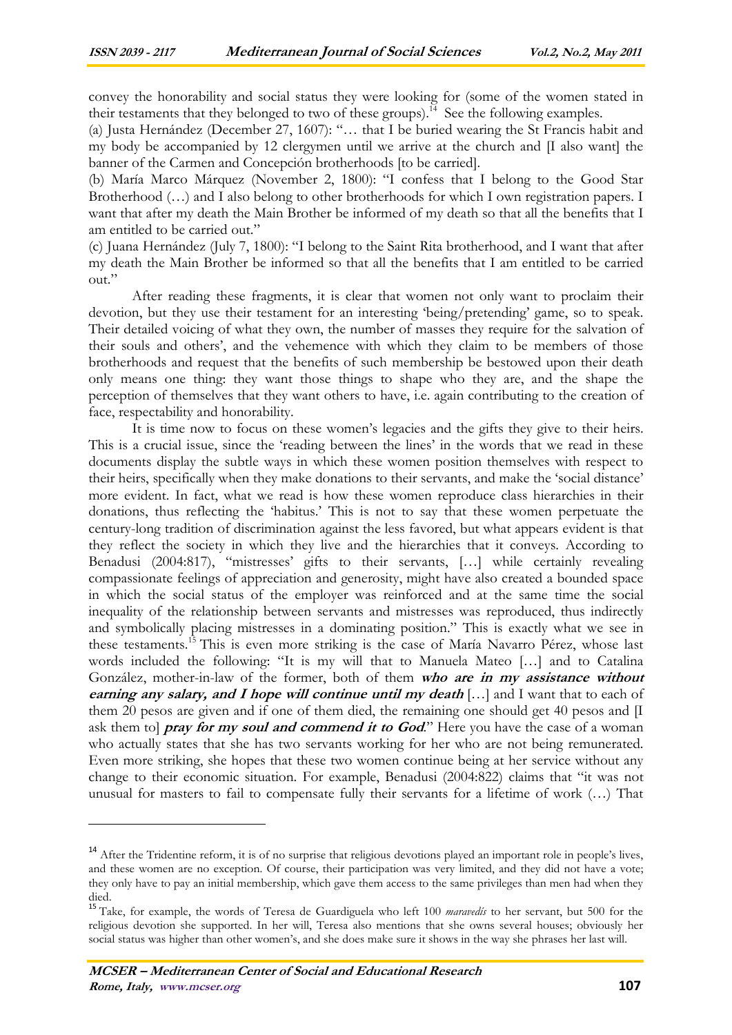convey the honorability and social status they were looking for (some of the women stated in their testaments that they belonged to two of these groups).[14] See the following examples.

(a) Justa Hernández (December 27, 1607): "… that I be buried wearing the St Francis habit and my body be accompanied by 12 clergymen until we arrive at the church and [I also want] the banner of the Carmen and Concepción brotherhoods [to be carried].

(b) María Marco Márquez (November 2, 1800): "I confess that I belong to the Good Star Brotherhood (…) and I also belong to other brotherhoods for which I own registration papers. I want that after my death the Main Brother be informed of my death so that all the benefits that I am entitled to be carried out."

(c) Juana Hernández (July 7, 1800): "I belong to the Saint Rita brotherhood, and I want that after my death the Main Brother be informed so that all the benefits that I am entitled to be carried out."

After reading these fragments, it is clear that women not only want to proclaim their devotion, but they use their testament for an interesting 'being/pretending' game, so to speak. Their detailed voicing of what they own, the number of masses they require for the salvation of their souls and others', and the vehemence with which they claim to be members of those brotherhoods and request that the benefits of such membership be bestowed upon their death only means one thing: they want those things to shape who they are, and the shape the perception of themselves that they want others to have, i.e. again contributing to the creation of face, respectability and honorability.

It is time now to focus on these women's legacies and the gifts they give to their heirs. This is a crucial issue, since the 'reading between the lines' in the words that we read in these documents display the subtle ways in which these women position themselves with respect to their heirs, specifically when they make donations to their servants, and make the 'social distance' more evident. In fact, what we read is how these women reproduce class hierarchies in their donations, thus reflecting the 'habitus.' This is not to say that these women perpetuate the century-long tradition of discrimination against the less favored, but what appears evident is that they reflect the society in which they live and the hierarchies that it conveys. According to Benadusi (2004:817), "mistresses' gifts to their servants, […] while certainly revealing compassionate feelings of appreciation and generosity, might have also created a bounded space in which the social status of the employer was reinforced and at the same time the social inequality of the relationship between servants and mistresses was reproduced, thus indirectly and symbolically placing mistresses in a dominating position." This is exactly what we see in these testaments.[15] This is even more striking is the case of María Navarro Pérez, whose last words included the following: "It is my will that to Manuela Mateo […] and to Catalina González, mother-in-law of the former, both of them ***who are in my assistance without earning any salary, and I hope will continue until my death*** […] and I want that to each of them 20 pesos are given and if one of them died, the remaining one should get 40 pesos and [I ask them to] ***pray for my soul and commend it to God***." Here you have the case of a woman who actually states that she has two servants working for her who are not being remunerated. Even more striking, she hopes that these two women continue being at her service without any change to their economic situation. For example, Benadusi (2004:822) claims that "it was not unusual for masters to fail to compensate fully their servants for a lifetime of work (…) That

---

[14] After the Tridentine reform, it is of no surprise that religious devotions played an important role in people's lives, and these women are no exception. Of course, their participation was very limited, and they did not have a vote; they only have to pay an initial membership, which gave them access to the same privileges than men had when they died.

[15] Take, for example, the words of Teresa de Guardiguela who left 100 *maravedís* to her servant, but 500 for the religious devotion she supported. In her will, Teresa also mentions that she owns several houses; obviously her social status was higher than other women's, and she does make sure it shows in the way she phrases her last will.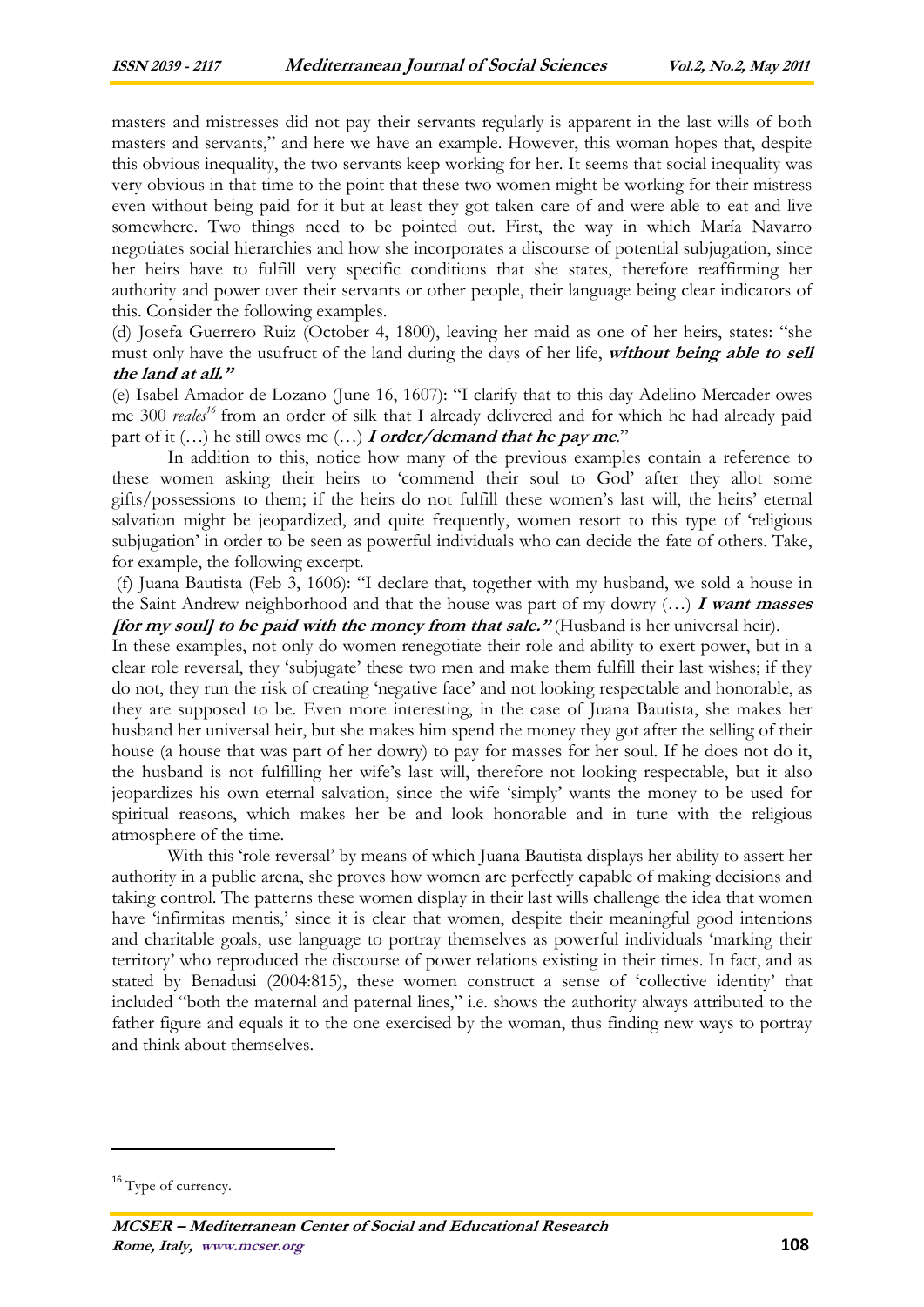masters and mistresses did not pay their servants regularly is apparent in the last wills of both masters and servants," and here we have an example. However, this woman hopes that, despite this obvious inequality, the two servants keep working for her. It seems that social inequality was very obvious in that time to the point that these two women might be working for their mistress even without being paid for it but at least they got taken care of and were able to eat and live somewhere. Two things need to be pointed out. First, the way in which María Navarro negotiates social hierarchies and how she incorporates a discourse of potential subjugation, since her heirs have to fulfill very specific conditions that she states, therefore reaffirming her authority and power over their servants or other people, their language being clear indicators of this. Consider the following examples.

(d) Josefa Guerrero Ruiz (October 4, 1800), leaving her maid as one of her heirs, states: "she must only have the usufruct of the land during the days of her life, ***without being able to sell the land at all."***

(e) Isabel Amador de Lozano (June 16, 1607): "I clarify that to this day Adelino Mercader owes me 300 *reales*[16] from an order of silk that I already delivered and for which he had already paid part of it (…) he still owes me (…) ***I order/demand that he pay me***."

In addition to this, notice how many of the previous examples contain a reference to these women asking their heirs to 'commend their soul to God' after they allot some gifts/possessions to them; if the heirs do not fulfill these women's last will, the heirs' eternal salvation might be jeopardized, and quite frequently, women resort to this type of 'religious subjugation' in order to be seen as powerful individuals who can decide the fate of others. Take, for example, the following excerpt.

(f) Juana Bautista (Feb 3, 1606): "I declare that, together with my husband, we sold a house in the Saint Andrew neighborhood and that the house was part of my dowry (…) ***I want masses [for my soul] to be paid with the money from that sale."*** (Husband is her universal heir).

In these examples, not only do women renegotiate their role and ability to exert power, but in a clear role reversal, they 'subjugate' these two men and make them fulfill their last wishes; if they do not, they run the risk of creating 'negative face' and not looking respectable and honorable, as they are supposed to be. Even more interesting, in the case of Juana Bautista, she makes her husband her universal heir, but she makes him spend the money they got after the selling of their house (a house that was part of her dowry) to pay for masses for her soul. If he does not do it, the husband is not fulfilling her wife's last will, therefore not looking respectable, but it also jeopardizes his own eternal salvation, since the wife 'simply' wants the money to be used for spiritual reasons, which makes her be and look honorable and in tune with the religious atmosphere of the time.

With this 'role reversal' by means of which Juana Bautista displays her ability to assert her authority in a public arena, she proves how women are perfectly capable of making decisions and taking control. The patterns these women display in their last wills challenge the idea that women have 'infirmitas mentis,' since it is clear that women, despite their meaningful good intentions and charitable goals, use language to portray themselves as powerful individuals 'marking their territory' who reproduced the discourse of power relations existing in their times. In fact, and as stated by Benadusi (2004:815), these women construct a sense of 'collective identity' that included "both the maternal and paternal lines," i.e. shows the authority always attributed to the father figure and equals it to the one exercised by the woman, thus finding new ways to portray and think about themselves.

---

[16] Type of currency.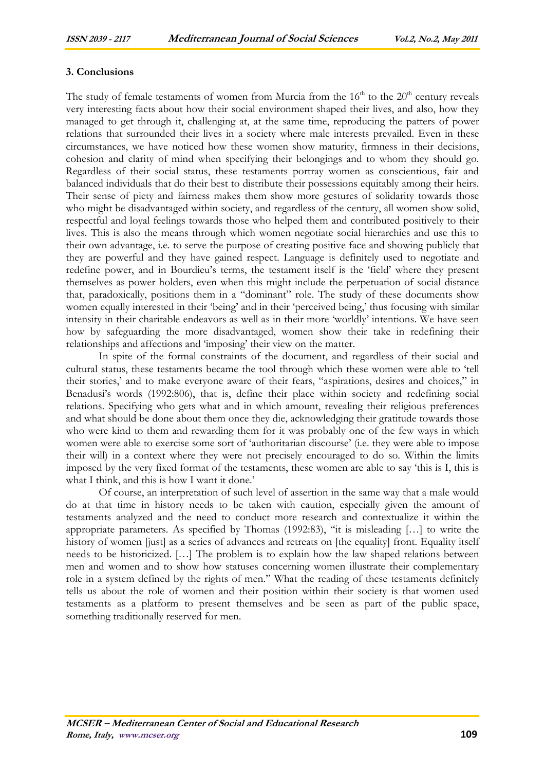### 3. Conclusions

The study of female testaments of women from Murcia from the 16th to the 20th century reveals very interesting facts about how their social environment shaped their lives, and also, how they managed to get through it, challenging at, at the same time, reproducing the patters of power relations that surrounded their lives in a society where male interests prevailed. Even in these circumstances, we have noticed how these women show maturity, firmness in their decisions, cohesion and clarity of mind when specifying their belongings and to whom they should go. Regardless of their social status, these testaments portray women as conscientious, fair and balanced individuals that do their best to distribute their possessions equitably among their heirs. Their sense of piety and fairness makes them show more gestures of solidarity towards those who might be disadvantaged within society, and regardless of the century, all women show solid, respectful and loyal feelings towards those who helped them and contributed positively to their lives. This is also the means through which women negotiate social hierarchies and use this to their own advantage, i.e. to serve the purpose of creating positive face and showing publicly that they are powerful and they have gained respect. Language is definitely used to negotiate and redefine power, and in Bourdieu's terms, the testament itself is the 'field' where they present themselves as power holders, even when this might include the perpetuation of social distance that, paradoxically, positions them in a "dominant" role. The study of these documents show women equally interested in their 'being' and in their 'perceived being,' thus focusing with similar intensity in their charitable endeavors as well as in their more 'worldly' intentions. We have seen how by safeguarding the more disadvantaged, women show their take in redefining their relationships and affections and 'imposing' their view on the matter.

In spite of the formal constraints of the document, and regardless of their social and cultural status, these testaments became the tool through which these women were able to 'tell their stories,' and to make everyone aware of their fears, "aspirations, desires and choices," in Benadusi's words (1992:806), that is, define their place within society and redefining social relations. Specifying who gets what and in which amount, revealing their religious preferences and what should be done about them once they die, acknowledging their gratitude towards those who were kind to them and rewarding them for it was probably one of the few ways in which women were able to exercise some sort of 'authoritarian discourse' (i.e. they were able to impose their will) in a context where they were not precisely encouraged to do so. Within the limits imposed by the very fixed format of the testaments, these women are able to say 'this is I, this is what I think, and this is how I want it done.'

Of course, an interpretation of such level of assertion in the same way that a male would do at that time in history needs to be taken with caution, especially given the amount of testaments analyzed and the need to conduct more research and contextualize it within the appropriate parameters. As specified by Thomas (1992:83), "it is misleading […] to write the history of women [just] as a series of advances and retreats on [the equality] front. Equality itself needs to be historicized. […] The problem is to explain how the law shaped relations between men and women and to show how statuses concerning women illustrate their complementary role in a system defined by the rights of men." What the reading of these testaments definitely tells us about the role of women and their position within their society is that women used testaments as a platform to present themselves and be seen as part of the public space, something traditionally reserved for men.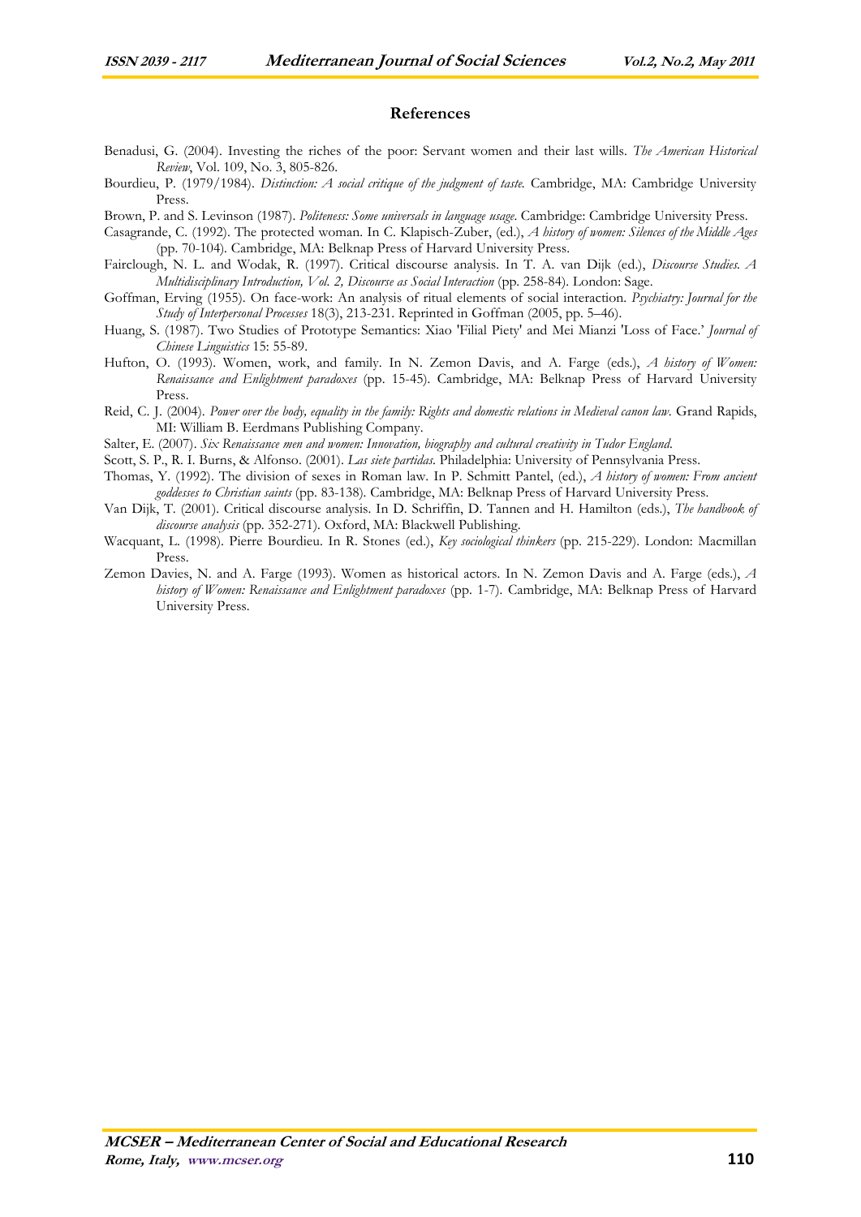## References

Benadusi, G. (2004). Investing the riches of the poor: Servant women and their last wills. *The American Historical Review*, Vol. 109, No. 3, 805-826.

Bourdieu, P. (1979/1984). *Distinction: A social critique of the judgment of taste.* Cambridge, MA: Cambridge University Press.

Brown, P. and S. Levinson (1987). *Politeness: Some universals in language usage.* Cambridge: Cambridge University Press.

Casagrande, C. (1992). The protected woman. In C. Klapisch-Zuber, (ed.), *A history of women: Silences of the Middle Ages* (pp. 70-104). Cambridge, MA: Belknap Press of Harvard University Press.

Fairclough, N. L. and Wodak, R. (1997). Critical discourse analysis. In T. A. van Dijk (ed.), *Discourse Studies. A Multidisciplinary Introduction, Vol. 2, Discourse as Social Interaction* (pp. 258-84). London: Sage.

Goffman, Erving (1955). On face-work: An analysis of ritual elements of social interaction. *Psychiatry: Journal for the Study of Interpersonal Processes* 18(3), 213-231. Reprinted in Goffman (2005, pp. 5–46).

Huang, S. (1987). Two Studies of Prototype Semantics: Xiao 'Filial Piety' and Mei Mianzi 'Loss of Face.' *Journal of Chinese Linguistics* 15: 55-89.

Hufton, O. (1993). Women, work, and family. In N. Zemon Davis, and A. Farge (eds.), *A history of Women: Renaissance and Enlightment paradoxes* (pp. 15-45). Cambridge, MA: Belknap Press of Harvard University Press.

Reid, C. J. (2004). *Power over the body, equality in the family: Rights and domestic relations in Medieval canon law.* Grand Rapids, MI: William B. Eerdmans Publishing Company.

Salter, E. (2007). *Six Renaissance men and women: Innovation, biography and cultural creativity in Tudor England.*

Scott, S. P., R. I. Burns, & Alfonso. (2001). *Las siete partidas.* Philadelphia: University of Pennsylvania Press.

Thomas, Y. (1992). The division of sexes in Roman law. In P. Schmitt Pantel, (ed.), *A history of women: From ancient goddesses to Christian saints* (pp. 83-138). Cambridge, MA: Belknap Press of Harvard University Press.

Van Dijk, T. (2001). Critical discourse analysis. In D. Schriffin, D. Tannen and H. Hamilton (eds.), *The handbook of discourse analysis* (pp. 352-271). Oxford, MA: Blackwell Publishing.

Wacquant, L. (1998). Pierre Bourdieu. In R. Stones (ed.), *Key sociological thinkers* (pp. 215-229). London: Macmillan Press.

Zemon Davies, N. and A. Farge (1993). Women as historical actors. In N. Zemon Davis and A. Farge (eds.), *A history of Women: Renaissance and Enlightment paradoxes* (pp. 1-7). Cambridge, MA: Belknap Press of Harvard University Press.